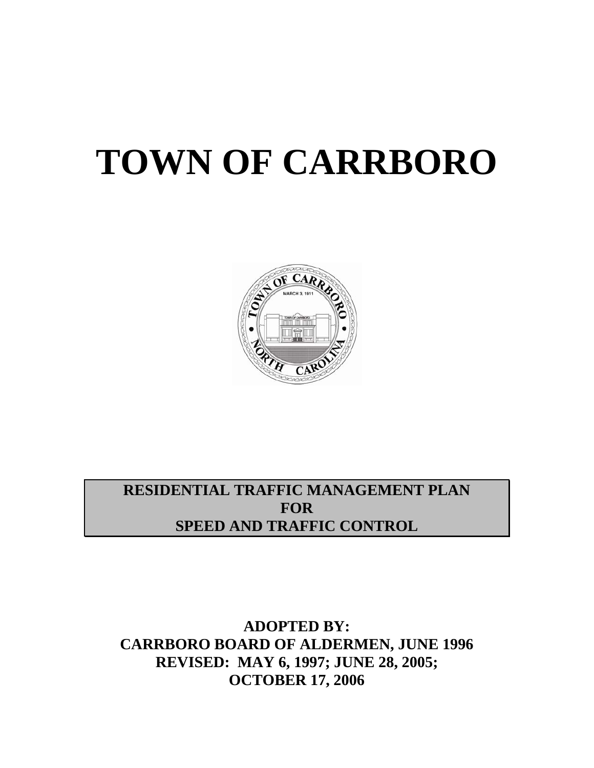# TOWN OF CARRBORO

**RESIDENTIAL TRAFFIC MANAGEMENT PLAN**
**FOR**
**SPEED AND TRAFFIC CONTROL**

**ADOPTED BY:**
**CARRBORO BOARD OF ALDERMEN, JUNE 1996**
**REVISED: MAY 6, 1997; JUNE 28, 2005;**
**OCTOBER 17, 2006**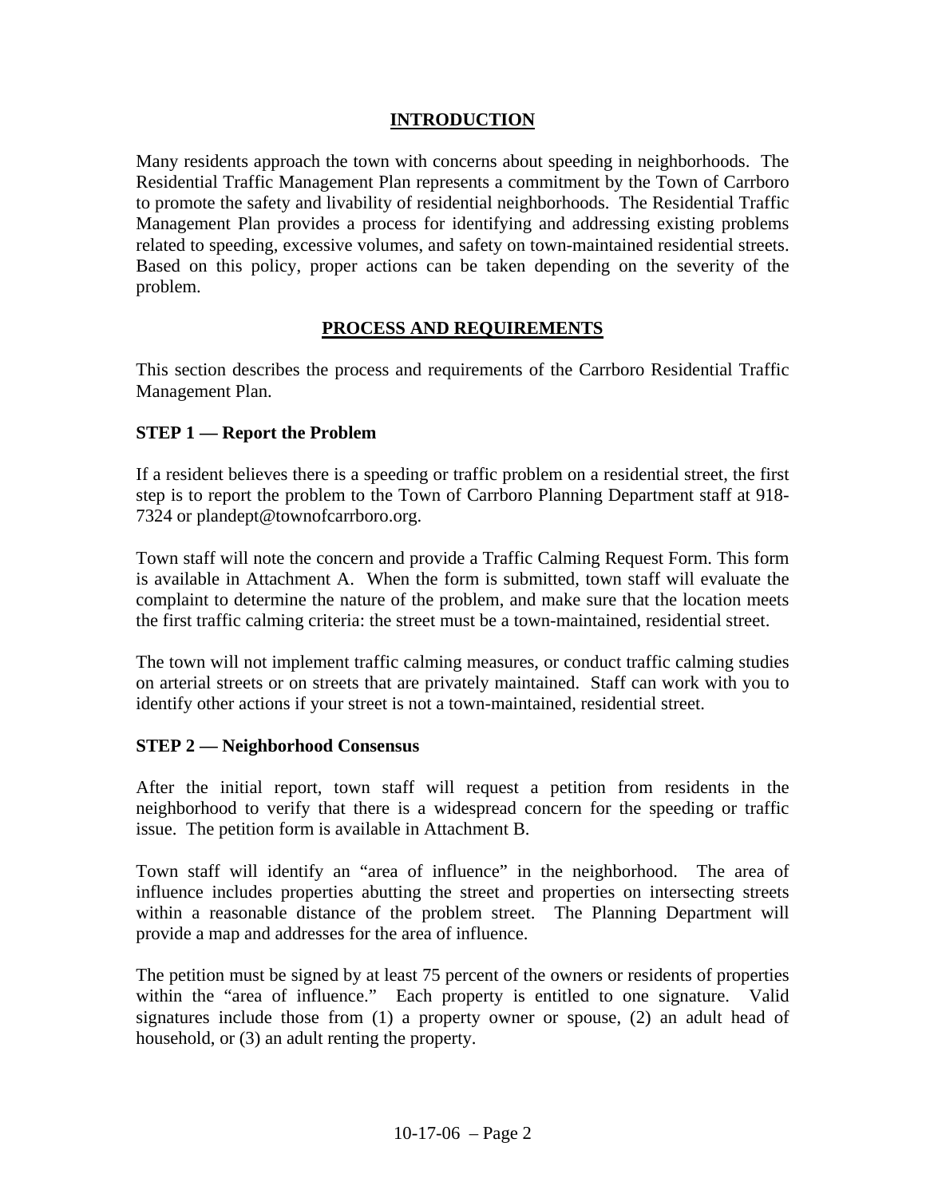## INTRODUCTION

Many residents approach the town with concerns about speeding in neighborhoods. The Residential Traffic Management Plan represents a commitment by the Town of Carrboro to promote the safety and livability of residential neighborhoods. The Residential Traffic Management Plan provides a process for identifying and addressing existing problems related to speeding, excessive volumes, and safety on town-maintained residential streets. Based on this policy, proper actions can be taken depending on the severity of the problem.

## PROCESS AND REQUIREMENTS

This section describes the process and requirements of the Carrboro Residential Traffic Management Plan.

### STEP 1 — Report the Problem

If a resident believes there is a speeding or traffic problem on a residential street, the first step is to report the problem to the Town of Carrboro Planning Department staff at 918-7324 or plandept@townofcarrboro.org.

Town staff will note the concern and provide a Traffic Calming Request Form. This form is available in Attachment A. When the form is submitted, town staff will evaluate the complaint to determine the nature of the problem, and make sure that the location meets the first traffic calming criteria: the street must be a town-maintained, residential street.

The town will not implement traffic calming measures, or conduct traffic calming studies on arterial streets or on streets that are privately maintained. Staff can work with you to identify other actions if your street is not a town-maintained, residential street.

### STEP 2 — Neighborhood Consensus

After the initial report, town staff will request a petition from residents in the neighborhood to verify that there is a widespread concern for the speeding or traffic issue. The petition form is available in Attachment B.

Town staff will identify an "area of influence" in the neighborhood. The area of influence includes properties abutting the street and properties on intersecting streets within a reasonable distance of the problem street. The Planning Department will provide a map and addresses for the area of influence.

The petition must be signed by at least 75 percent of the owners or residents of properties within the "area of influence." Each property is entitled to one signature. Valid signatures include those from (1) a property owner or spouse, (2) an adult head of household, or (3) an adult renting the property.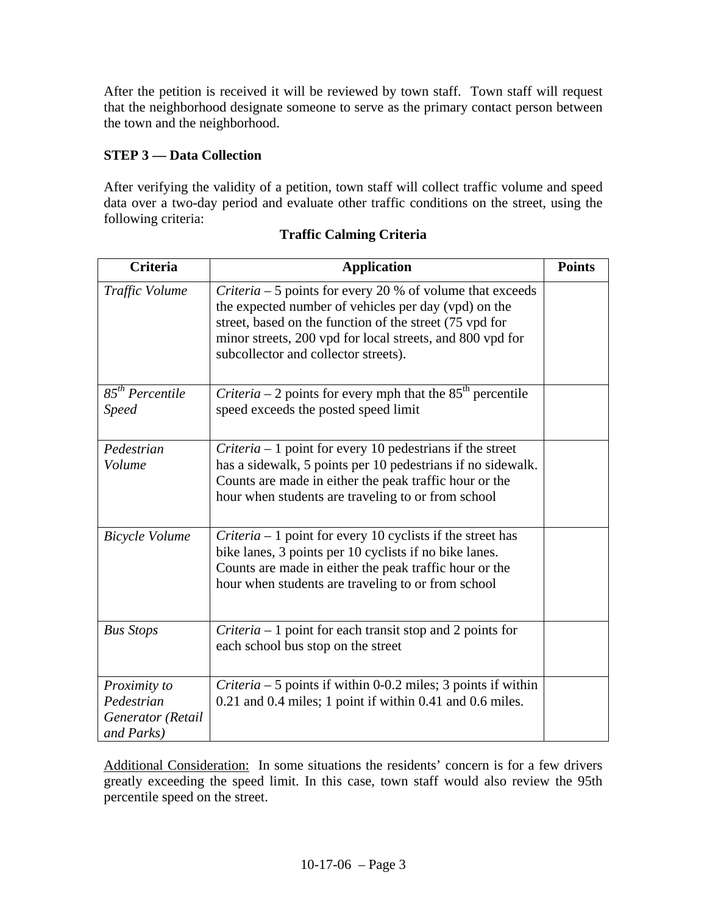After the petition is received it will be reviewed by town staff. Town staff will request that the neighborhood designate someone to serve as the primary contact person between the town and the neighborhood.

**STEP 3 — Data Collection**

After verifying the validity of a petition, town staff will collect traffic volume and speed data over a two-day period and evaluate other traffic conditions on the street, using the following criteria:

**Traffic Calming Criteria**

| Criteria | Application | Points |
|---|---|---|
| *Traffic Volume* | *Criteria* – 5 points for every 20 % of volume that exceeds the expected number of vehicles per day (vpd) on the street, based on the function of the street (75 vpd for minor streets, 200 vpd for local streets, and 800 vpd for subcollector and collector streets). | |
| *85th Percentile Speed* | *Criteria* – 2 points for every mph that the 85th percentile speed exceeds the posted speed limit | |
| *Pedestrian Volume* | *Criteria* – 1 point for every 10 pedestrians if the street has a sidewalk, 5 points per 10 pedestrians if no sidewalk. Counts are made in either the peak traffic hour or the hour when students are traveling to or from school | |
| *Bicycle Volume* | *Criteria* – 1 point for every 10 cyclists if the street has bike lanes, 3 points per 10 cyclists if no bike lanes. Counts are made in either the peak traffic hour or the hour when students are traveling to or from school | |
| *Bus Stops* | *Criteria* – 1 point for each transit stop and 2 points for each school bus stop on the street | |
| *Proximity to Pedestrian Generator (Retail and Parks)* | *Criteria* – 5 points if within 0-0.2 miles; 3 points if within 0.21 and 0.4 miles; 1 point if within 0.41 and 0.6 miles. | |

Additional Consideration: In some situations the residents' concern is for a few drivers greatly exceeding the speed limit. In this case, town staff would also review the 95th percentile speed on the street.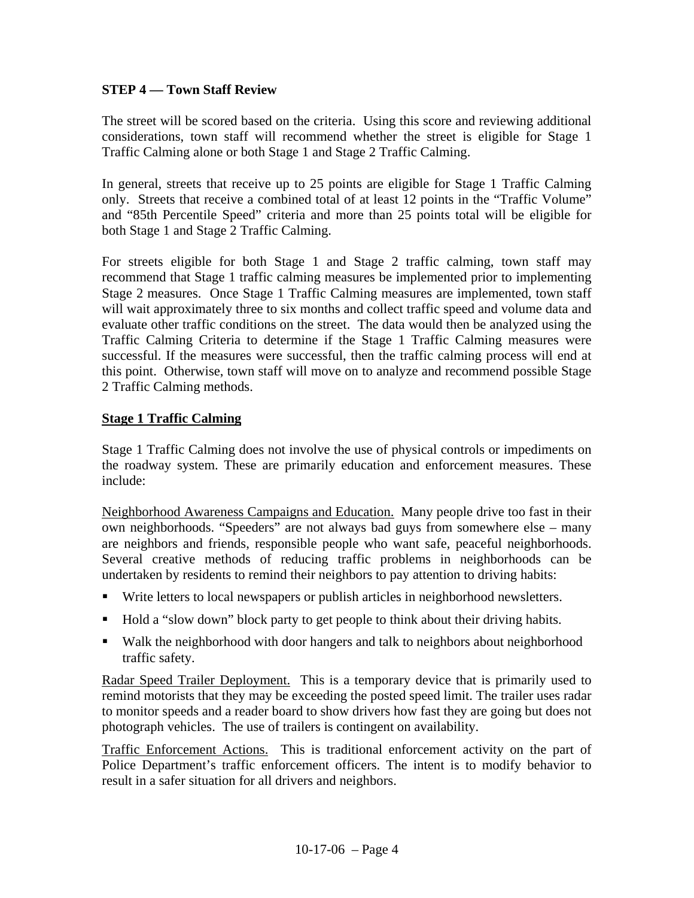### STEP 4 — Town Staff Review

The street will be scored based on the criteria. Using this score and reviewing additional considerations, town staff will recommend whether the street is eligible for Stage 1 Traffic Calming alone or both Stage 1 and Stage 2 Traffic Calming.

In general, streets that receive up to 25 points are eligible for Stage 1 Traffic Calming only. Streets that receive a combined total of at least 12 points in the "Traffic Volume" and "85th Percentile Speed" criteria and more than 25 points total will be eligible for both Stage 1 and Stage 2 Traffic Calming.

For streets eligible for both Stage 1 and Stage 2 traffic calming, town staff may recommend that Stage 1 traffic calming measures be implemented prior to implementing Stage 2 measures. Once Stage 1 Traffic Calming measures are implemented, town staff will wait approximately three to six months and collect traffic speed and volume data and evaluate other traffic conditions on the street. The data would then be analyzed using the Traffic Calming Criteria to determine if the Stage 1 Traffic Calming measures were successful. If the measures were successful, then the traffic calming process will end at this point. Otherwise, town staff will move on to analyze and recommend possible Stage 2 Traffic Calming methods.

#### Stage 1 Traffic Calming

Stage 1 Traffic Calming does not involve the use of physical controls or impediments on the roadway system. These are primarily education and enforcement measures. These include:

Neighborhood Awareness Campaigns and Education. Many people drive too fast in their own neighborhoods. "Speeders" are not always bad guys from somewhere else – many are neighbors and friends, responsible people who want safe, peaceful neighborhoods. Several creative methods of reducing traffic problems in neighborhoods can be undertaken by residents to remind their neighbors to pay attention to driving habits:

- Write letters to local newspapers or publish articles in neighborhood newsletters.
- Hold a "slow down" block party to get people to think about their driving habits.
- Walk the neighborhood with door hangers and talk to neighbors about neighborhood traffic safety.

Radar Speed Trailer Deployment. This is a temporary device that is primarily used to remind motorists that they may be exceeding the posted speed limit. The trailer uses radar to monitor speeds and a reader board to show drivers how fast they are going but does not photograph vehicles. The use of trailers is contingent on availability.

Traffic Enforcement Actions. This is traditional enforcement activity on the part of Police Department's traffic enforcement officers. The intent is to modify behavior to result in a safer situation for all drivers and neighbors.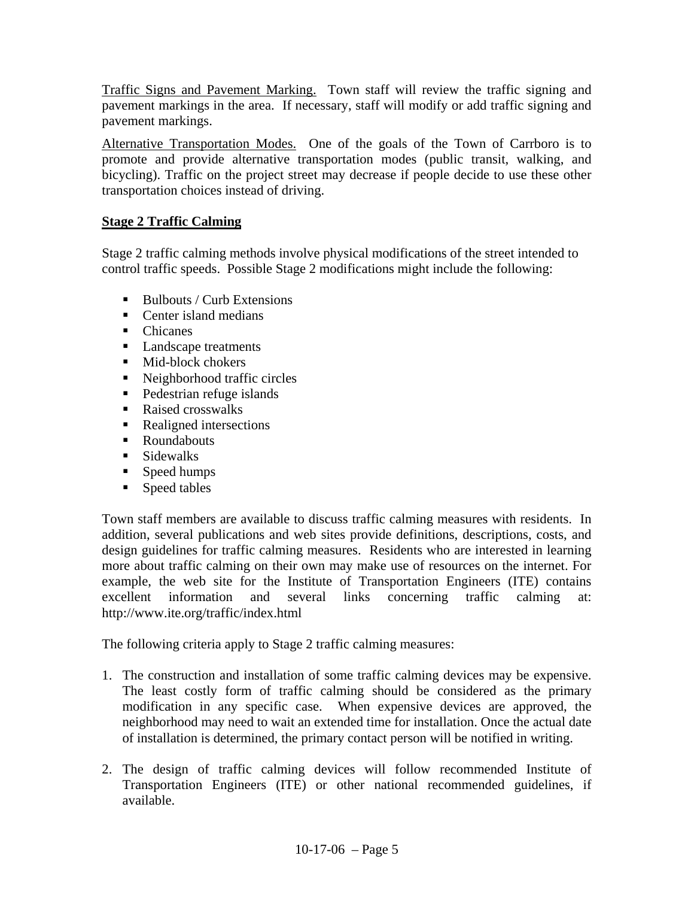Traffic Signs and Pavement Marking. Town staff will review the traffic signing and pavement markings in the area. If necessary, staff will modify or add traffic signing and pavement markings.

Alternative Transportation Modes. One of the goals of the Town of Carrboro is to promote and provide alternative transportation modes (public transit, walking, and bicycling). Traffic on the project street may decrease if people decide to use these other transportation choices instead of driving.

## Stage 2 Traffic Calming

Stage 2 traffic calming methods involve physical modifications of the street intended to control traffic speeds. Possible Stage 2 modifications might include the following:

- Bulbouts / Curb Extensions
- Center island medians
- Chicanes
- Landscape treatments
- Mid-block chokers
- Neighborhood traffic circles
- Pedestrian refuge islands
- Raised crosswalks
- Realigned intersections
- Roundabouts
- Sidewalks
- Speed humps
- Speed tables

Town staff members are available to discuss traffic calming measures with residents. In addition, several publications and web sites provide definitions, descriptions, costs, and design guidelines for traffic calming measures. Residents who are interested in learning more about traffic calming on their own may make use of resources on the internet. For example, the web site for the Institute of Transportation Engineers (ITE) contains excellent information and several links concerning traffic calming at: http://www.ite.org/traffic/index.html

The following criteria apply to Stage 2 traffic calming measures:

1. The construction and installation of some traffic calming devices may be expensive. The least costly form of traffic calming should be considered as the primary modification in any specific case. When expensive devices are approved, the neighborhood may need to wait an extended time for installation. Once the actual date of installation is determined, the primary contact person will be notified in writing.

2. The design of traffic calming devices will follow recommended Institute of Transportation Engineers (ITE) or other national recommended guidelines, if available.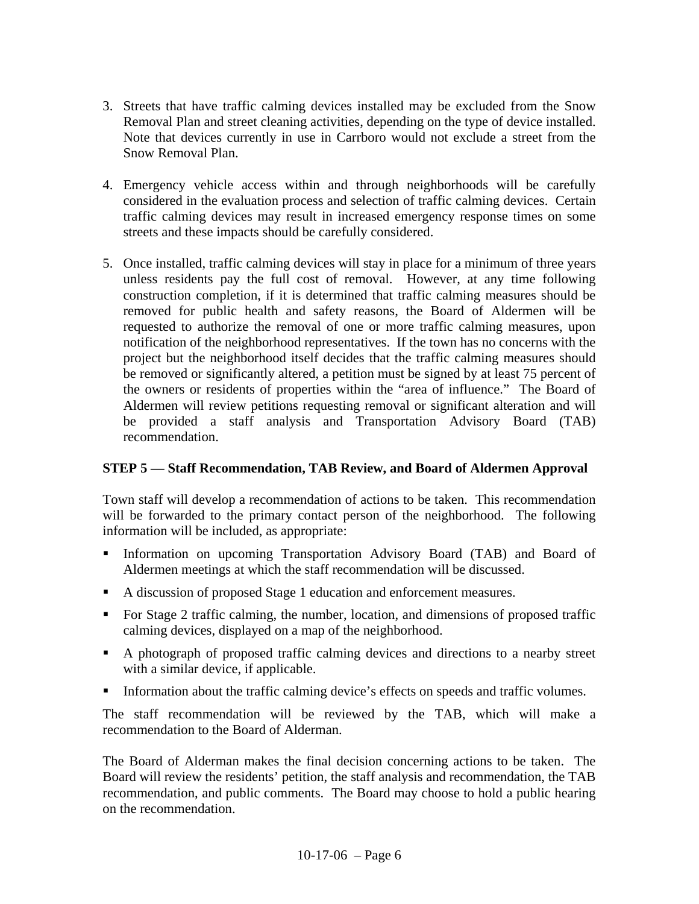3. Streets that have traffic calming devices installed may be excluded from the Snow Removal Plan and street cleaning activities, depending on the type of device installed. Note that devices currently in use in Carrboro would not exclude a street from the Snow Removal Plan.

4. Emergency vehicle access within and through neighborhoods will be carefully considered in the evaluation process and selection of traffic calming devices. Certain traffic calming devices may result in increased emergency response times on some streets and these impacts should be carefully considered.

5. Once installed, traffic calming devices will stay in place for a minimum of three years unless residents pay the full cost of removal. However, at any time following construction completion, if it is determined that traffic calming measures should be removed for public health and safety reasons, the Board of Aldermen will be requested to authorize the removal of one or more traffic calming measures, upon notification of the neighborhood representatives. If the town has no concerns with the project but the neighborhood itself decides that the traffic calming measures should be removed or significantly altered, a petition must be signed by at least 75 percent of the owners or residents of properties within the "area of influence." The Board of Aldermen will review petitions requesting removal or significant alteration and will be provided a staff analysis and Transportation Advisory Board (TAB) recommendation.

**STEP 5 — Staff Recommendation, TAB Review, and Board of Aldermen Approval**

Town staff will develop a recommendation of actions to be taken. This recommendation will be forwarded to the primary contact person of the neighborhood. The following information will be included, as appropriate:

- Information on upcoming Transportation Advisory Board (TAB) and Board of Aldermen meetings at which the staff recommendation will be discussed.
- A discussion of proposed Stage 1 education and enforcement measures.
- For Stage 2 traffic calming, the number, location, and dimensions of proposed traffic calming devices, displayed on a map of the neighborhood.
- A photograph of proposed traffic calming devices and directions to a nearby street with a similar device, if applicable.
- Information about the traffic calming device's effects on speeds and traffic volumes.

The staff recommendation will be reviewed by the TAB, which will make a recommendation to the Board of Alderman.

The Board of Alderman makes the final decision concerning actions to be taken. The Board will review the residents' petition, the staff analysis and recommendation, the TAB recommendation, and public comments. The Board may choose to hold a public hearing on the recommendation.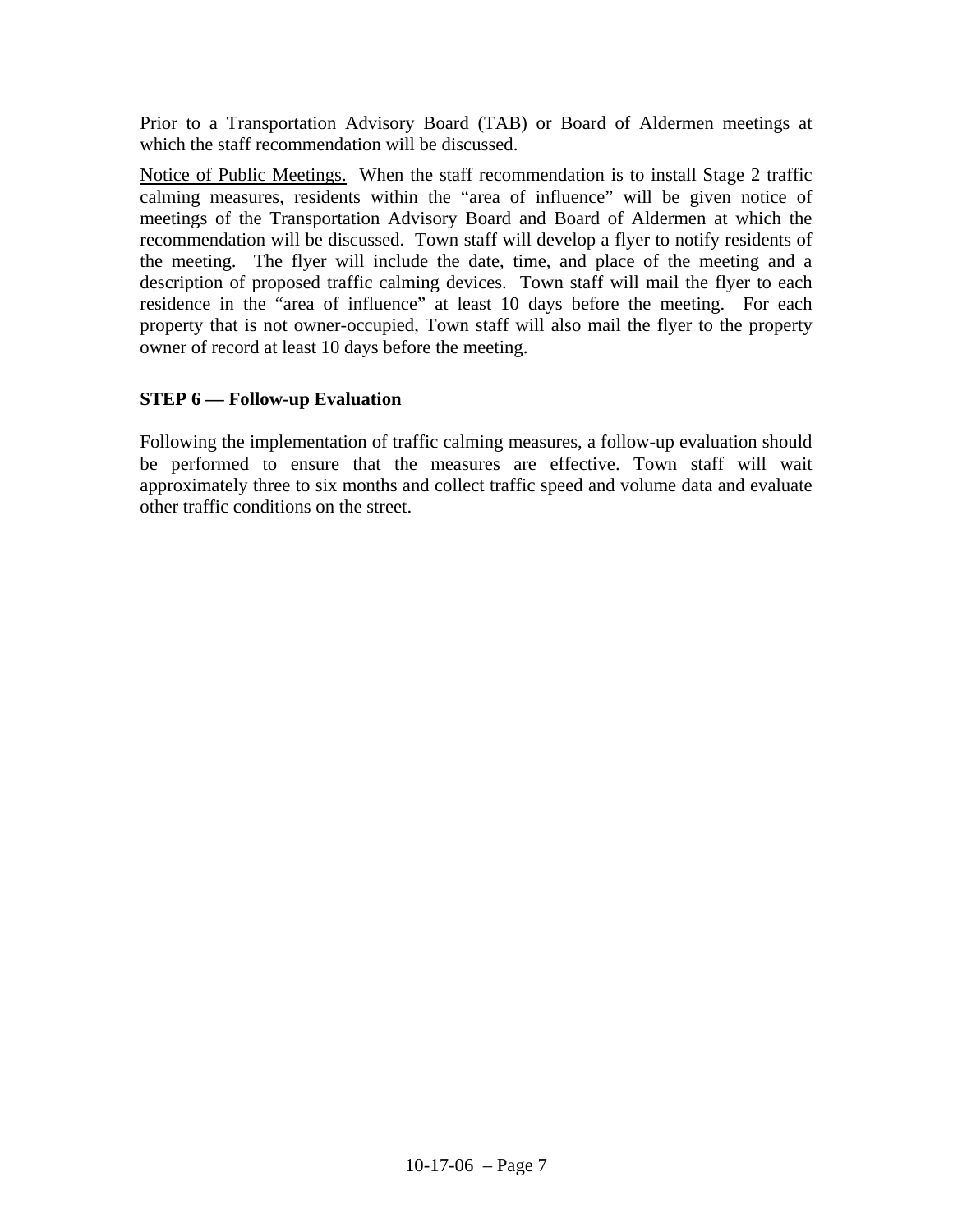Prior to a Transportation Advisory Board (TAB) or Board of Aldermen meetings at which the staff recommendation will be discussed.

Notice of Public Meetings. When the staff recommendation is to install Stage 2 traffic calming measures, residents within the "area of influence" will be given notice of meetings of the Transportation Advisory Board and Board of Aldermen at which the recommendation will be discussed. Town staff will develop a flyer to notify residents of the meeting. The flyer will include the date, time, and place of the meeting and a description of proposed traffic calming devices. Town staff will mail the flyer to each residence in the "area of influence" at least 10 days before the meeting. For each property that is not owner-occupied, Town staff will also mail the flyer to the property owner of record at least 10 days before the meeting.

**STEP 6 — Follow-up Evaluation**

Following the implementation of traffic calming measures, a follow-up evaluation should be performed to ensure that the measures are effective. Town staff will wait approximately three to six months and collect traffic speed and volume data and evaluate other traffic conditions on the street.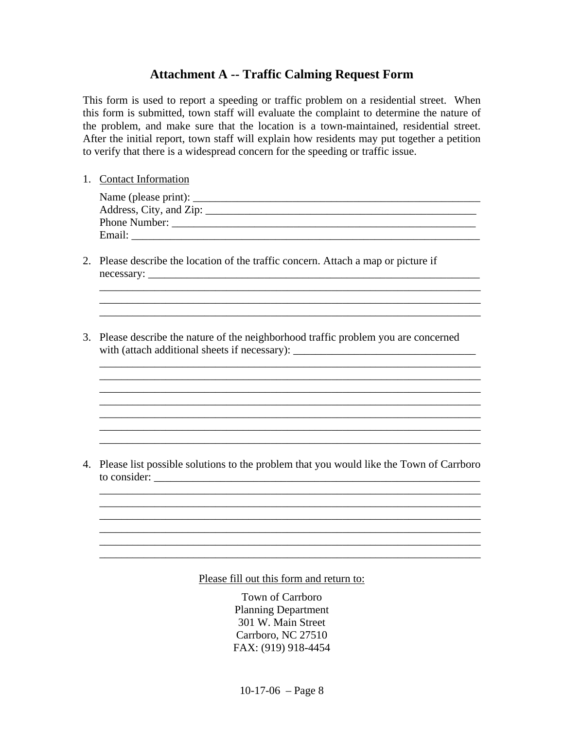## Attachment A -- Traffic Calming Request Form

This form is used to report a speeding or traffic problem on a residential street. When this form is submitted, town staff will evaluate the complaint to determine the nature of the problem, and make sure that the location is a town-maintained, residential street. After the initial report, town staff will explain how residents may put together a petition to verify that there is a widespread concern for the speeding or traffic issue.

1. Contact Information

   Name (please print): ______________________________________________________
   Address, City, and Zip: ___________________________________________________
   Phone Number: _________________________________________________________
   Email: _______________________________________________________________

2. Please describe the location of the traffic concern. Attach a map or picture if necessary: ____________________________________________________________
   ______________________________________________________________________
   ______________________________________________________________________
   ______________________________________________________________________

3. Please describe the nature of the neighborhood traffic problem you are concerned with (attach additional sheets if necessary): _________________________________
   ______________________________________________________________________
   ______________________________________________________________________
   ______________________________________________________________________
   ______________________________________________________________________
   ______________________________________________________________________
   ______________________________________________________________________
   ______________________________________________________________________

4. Please list possible solutions to the problem that you would like the Town of Carrboro to consider: ____________________________________________________________
   ______________________________________________________________________
   ______________________________________________________________________
   ______________________________________________________________________
   ______________________________________________________________________
   ______________________________________________________________________
   ______________________________________________________________________

Please fill out this form and return to:

Town of Carrboro
Planning Department
301 W. Main Street
Carrboro, NC 27510
FAX: (919) 918-4454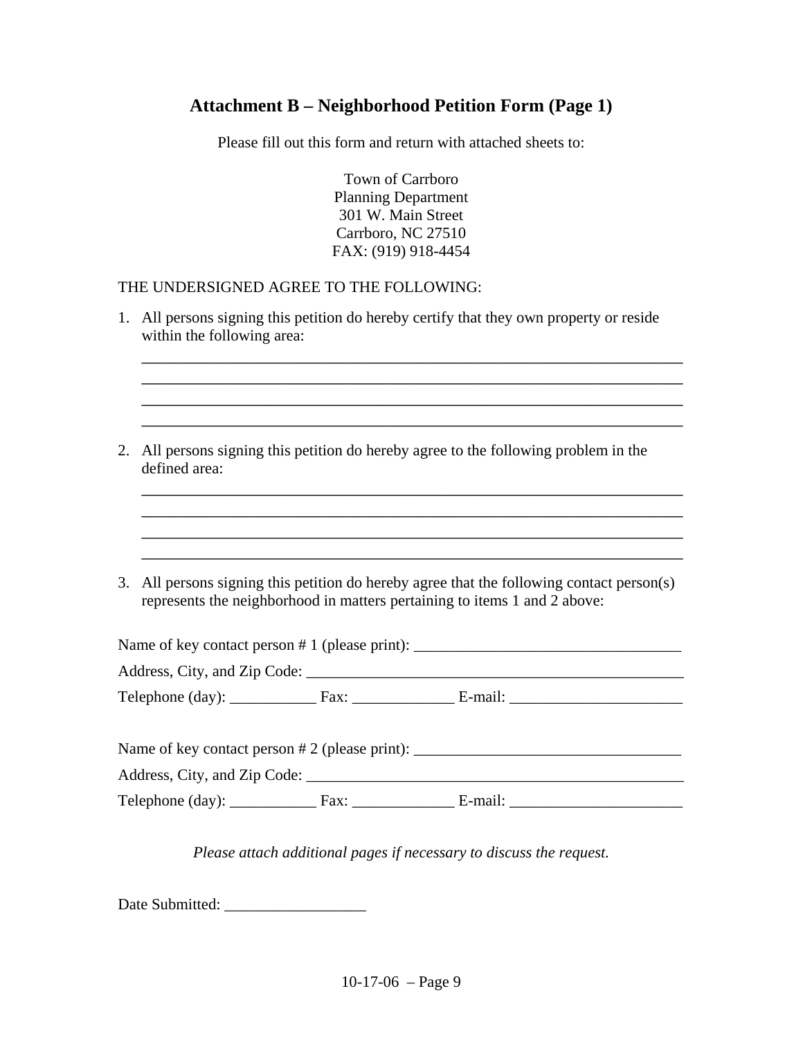## Attachment B – Neighborhood Petition Form (Page 1)

Please fill out this form and return with attached sheets to:

Town of Carrboro  
Planning Department  
301 W. Main Street  
Carrboro, NC 27510  
FAX: (919) 918-4454

THE UNDERSIGNED AGREE TO THE FOLLOWING:

1. All persons signing this petition do hereby certify that they own property or reside within the following area:

   ______________________________________________________________________
   ______________________________________________________________________
   ______________________________________________________________________
   ______________________________________________________________________

2. All persons signing this petition do hereby agree to the following problem in the defined area:

   ______________________________________________________________________
   ______________________________________________________________________
   ______________________________________________________________________
   ______________________________________________________________________

3. All persons signing this petition do hereby agree that the following contact person(s) represents the neighborhood in matters pertaining to items 1 and 2 above:

Name of key contact person # 1 (please print): __________________________________

Address, City, and Zip Code: ________________________________________________

Telephone (day): ___________ Fax: _____________ E-mail: ______________________

Name of key contact person # 2 (please print): __________________________________

Address, City, and Zip Code: ________________________________________________

Telephone (day): ___________ Fax: _____________ E-mail: ______________________

*Please attach additional pages if necessary to discuss the request.*

Date Submitted: __________________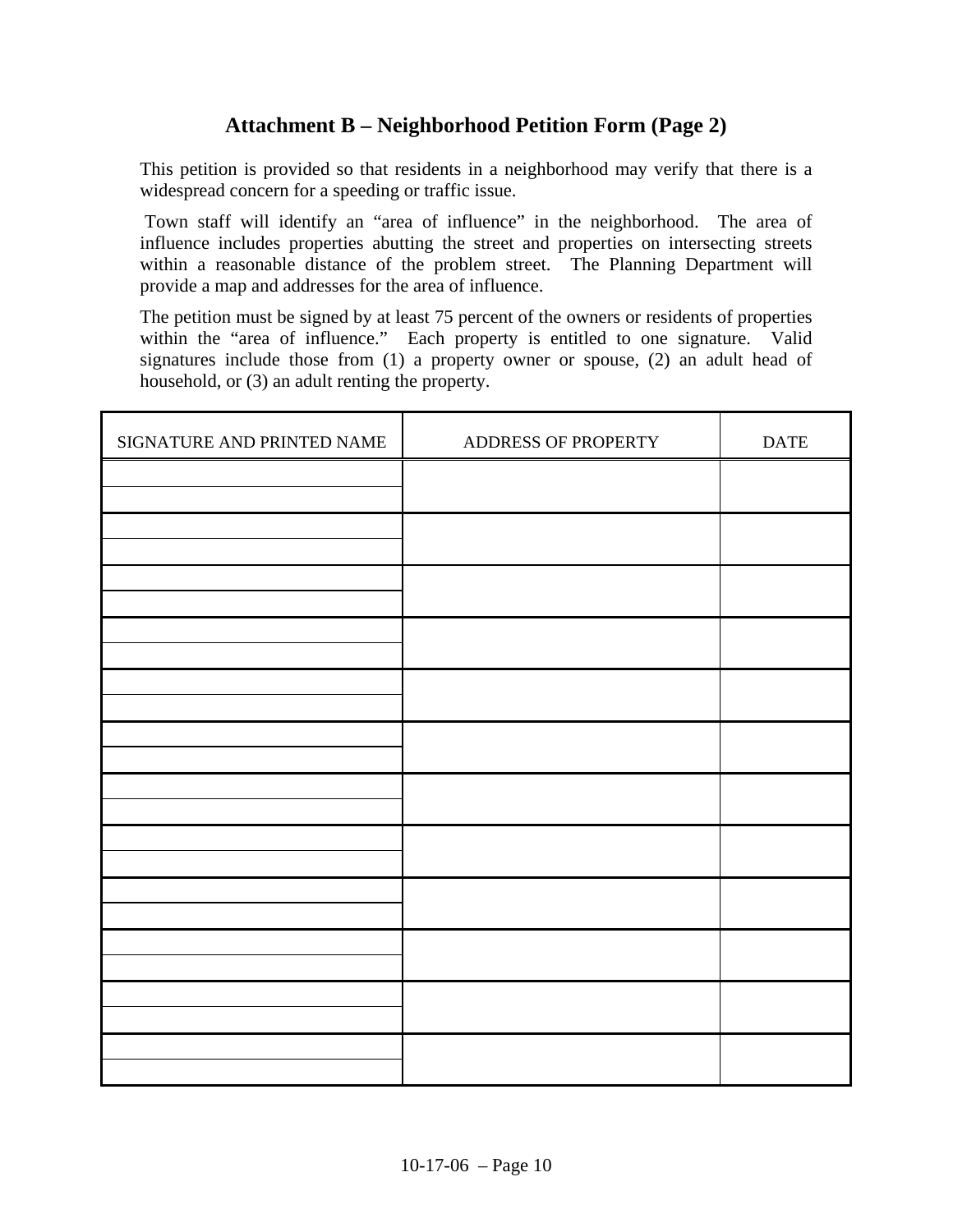## Attachment B – Neighborhood Petition Form (Page 2)

This petition is provided so that residents in a neighborhood may verify that there is a widespread concern for a speeding or traffic issue.

Town staff will identify an "area of influence" in the neighborhood. The area of influence includes properties abutting the street and properties on intersecting streets within a reasonable distance of the problem street. The Planning Department will provide a map and addresses for the area of influence.

The petition must be signed by at least 75 percent of the owners or residents of properties within the "area of influence." Each property is entitled to one signature. Valid signatures include those from (1) a property owner or spouse, (2) an adult head of household, or (3) an adult renting the property.

| SIGNATURE AND PRINTED NAME | ADDRESS OF PROPERTY | DATE |
|---|---|---|
| | | |
| | | |
| | | |
| | | |
| | | |
| | | |
| | | |
| | | |
| | | |
| | | |
| | | |
| | | |